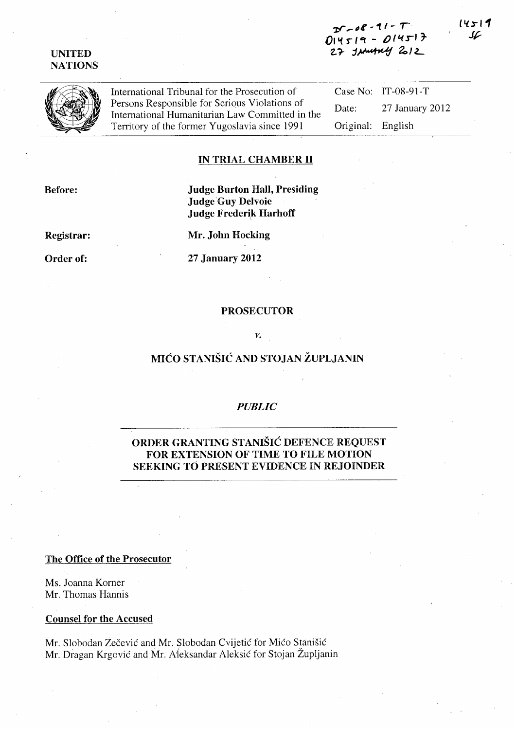IT-08-91-T
D14519 - D14517
27 January 2012

14519
SF

UNITED NATIONS

| International Tribunal for the Prosecution of Persons Responsible for Serious Violations of International Humanitarian Law Committed in the Territory of the former Yugoslavia since 1991 | Case No: | IT-08-91-T |
|---|---|---|
| | Date: | 27 January 2012 |
| | Original: | English |

## IN TRIAL CHAMBER II

**Before:**
**Judge Burton Hall, Presiding**
**Judge Guy Delvoie**
**Judge Frederik Harhoff**

**Registrar:** **Mr. John Hocking**

**Order of:** **27 January 2012**

**PROSECUTOR**

*v.*

**MIĆO STANIŠIĆ AND STOJAN ŽUPLJANIN**

***PUBLIC***

## ORDER GRANTING STANIŠIĆ DEFENCE REQUEST FOR EXTENSION OF TIME TO FILE MOTION SEEKING TO PRESENT EVIDENCE IN REJOINDER

**The Office of the Prosecutor**

Ms. Joanna Korner
Mr. Thomas Hannis

**Counsel for the Accused**

Mr. Slobodan Zečević and Mr. Slobodan Cvijetić for Mićo Stanišić
Mr. Dragan Krgović and Mr. Aleksandar Aleksić for Stojan Župljanin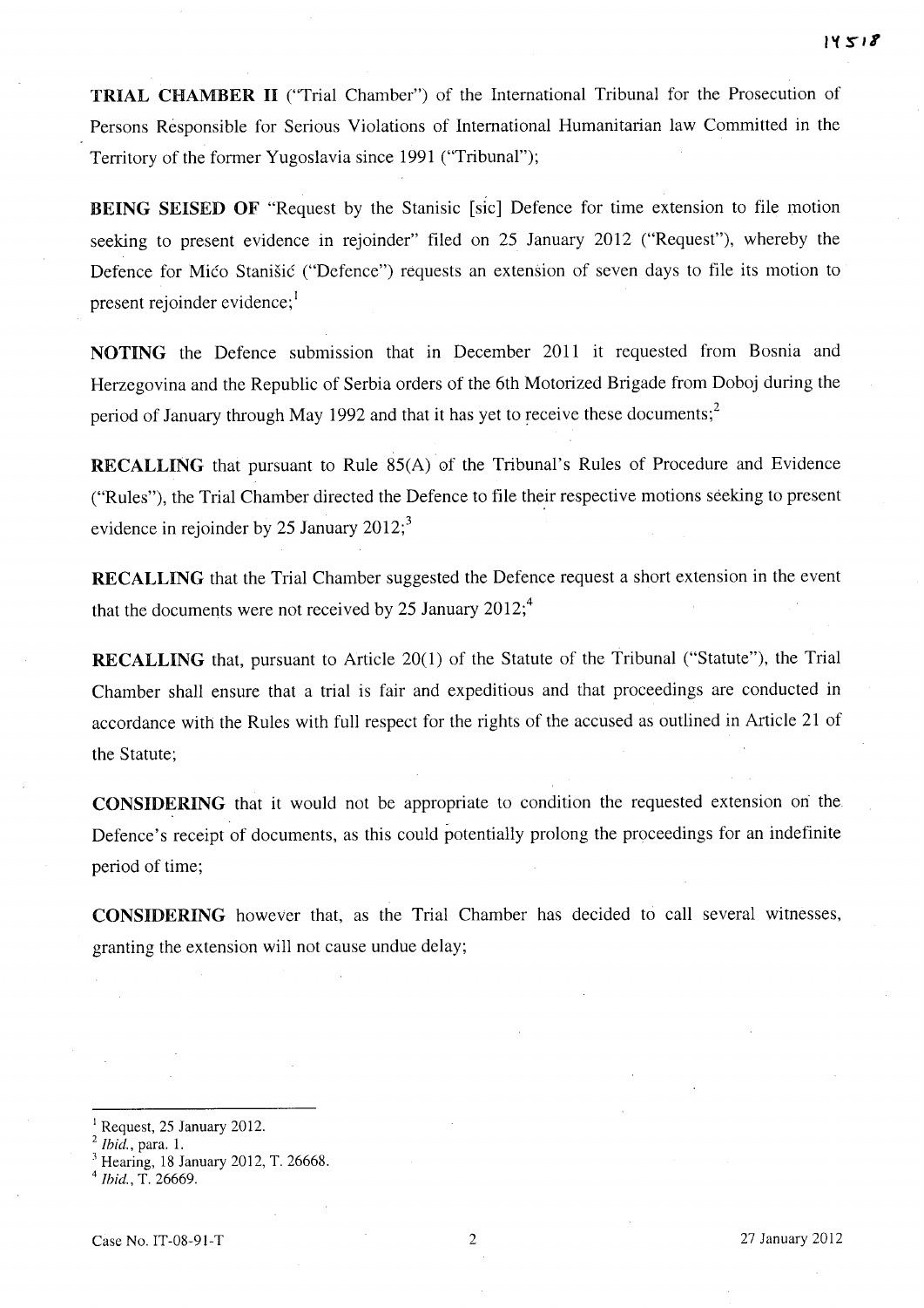**TRIAL CHAMBER II** ("Trial Chamber") of the International Tribunal for the Prosecution of Persons Responsible for Serious Violations of International Humanitarian law Committed in the Territory of the former Yugoslavia since 1991 ("Tribunal");

**BEING SEISED OF** "Request by the Stanisic [sic] Defence for time extension to file motion seeking to present evidence in rejoinder" filed on 25 January 2012 ("Request"), whereby the Defence for Mićo Stanišić ("Defence") requests an extension of seven days to file its motion to present rejoinder evidence;[1]

**NOTING** the Defence submission that in December 2011 it requested from Bosnia and Herzegovina and the Republic of Serbia orders of the 6th Motorized Brigade from Doboj during the period of January through May 1992 and that it has yet to receive these documents;[2]

**RECALLING** that pursuant to Rule 85(A) of the Tribunal's Rules of Procedure and Evidence ("Rules"), the Trial Chamber directed the Defence to file their respective motions seeking to present evidence in rejoinder by 25 January 2012;[3]

**RECALLING** that the Trial Chamber suggested the Defence request a short extension in the event that the documents were not received by 25 January 2012;[4]

**RECALLING** that, pursuant to Article 20(1) of the Statute of the Tribunal ("Statute"), the Trial Chamber shall ensure that a trial is fair and expeditious and that proceedings are conducted in accordance with the Rules with full respect for the rights of the accused as outlined in Article 21 of the Statute;

**CONSIDERING** that it would not be appropriate to condition the requested extension on the Defence's receipt of documents, as this could potentially prolong the proceedings for an indefinite period of time;

**CONSIDERING** however that, as the Trial Chamber has decided to call several witnesses, granting the extension will not cause undue delay;

---

[1] Request, 25 January 2012.

[2] *Ibid.*, para. 1.

[3] Hearing, 18 January 2012, T. 26668.

[4] *Ibid.*, T. 26669.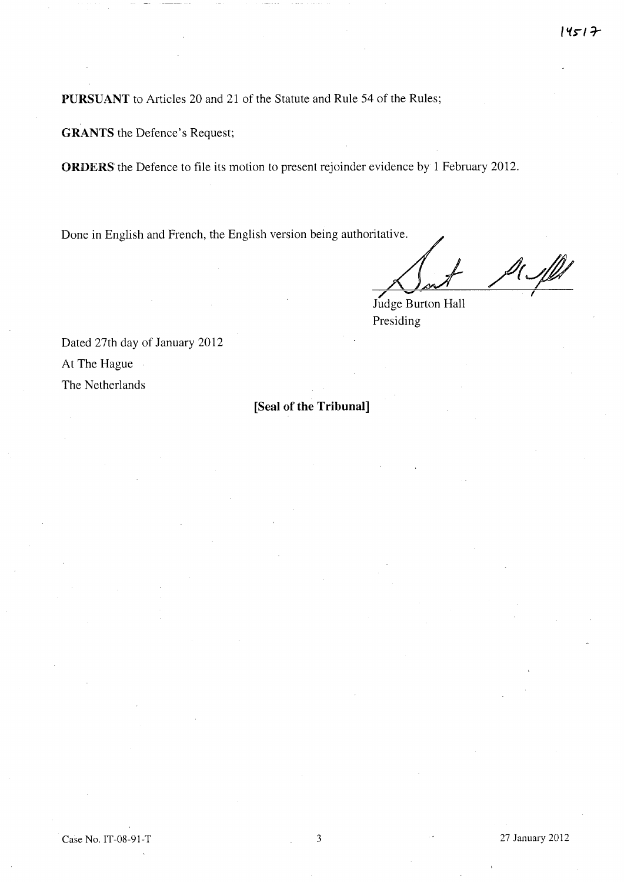**PURSUANT** to Articles 20 and 21 of the Statute and Rule 54 of the Rules;

**GRANTS** the Defence's Request;

**ORDERS** the Defence to file its motion to present rejoinder evidence by 1 February 2012.

Done in English and French, the English version being authoritative.

Judge Burton Hall
Presiding

Dated 27th day of January 2012
At The Hague
The Netherlands

**[Seal of the Tribunal]**